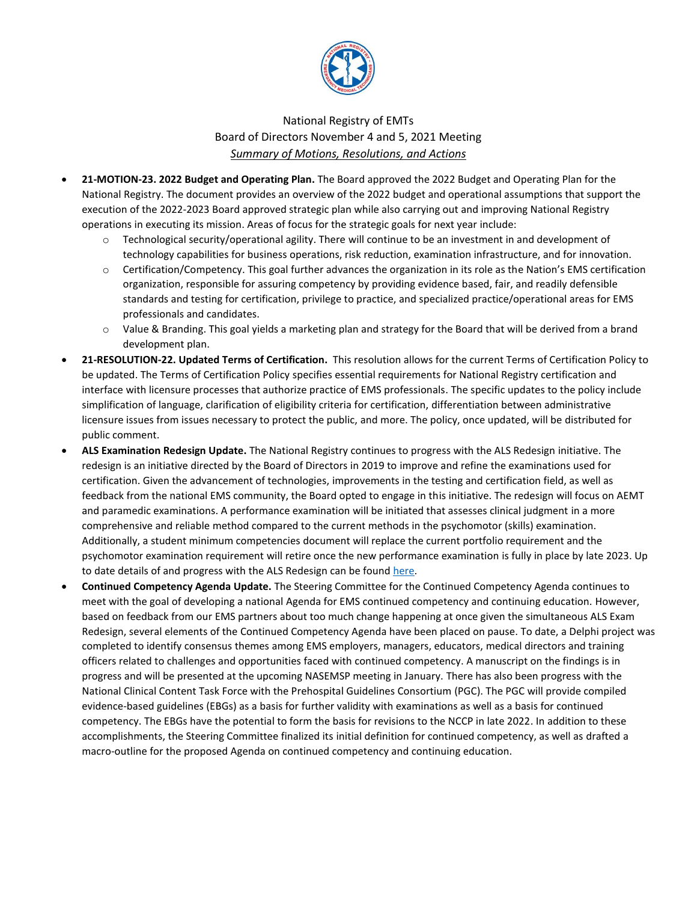National Registry of EMTs
Board of Directors November 4 and 5, 2021 Meeting
*Summary of Motions, Resolutions, and Actions*

- **21-MOTION-23. 2022 Budget and Operating Plan.** The Board approved the 2022 Budget and Operating Plan for the National Registry. The document provides an overview of the 2022 budget and operational assumptions that support the execution of the 2022-2023 Board approved strategic plan while also carrying out and improving National Registry operations in executing its mission. Areas of focus for the strategic goals for next year include:
  - Technological security/operational agility. There will continue to be an investment in and development of technology capabilities for business operations, risk reduction, examination infrastructure, and for innovation.
  - Certification/Competency. This goal further advances the organization in its role as the Nation's EMS certification organization, responsible for assuring competency by providing evidence based, fair, and readily defensible standards and testing for certification, privilege to practice, and specialized practice/operational areas for EMS professionals and candidates.
  - Value & Branding. This goal yields a marketing plan and strategy for the Board that will be derived from a brand development plan.
- **21-RESOLUTION-22. Updated Terms of Certification.** This resolution allows for the current Terms of Certification Policy to be updated. The Terms of Certification Policy specifies essential requirements for National Registry certification and interface with licensure processes that authorize practice of EMS professionals. The specific updates to the policy include simplification of language, clarification of eligibility criteria for certification, differentiation between administrative licensure issues from issues necessary to protect the public, and more. The policy, once updated, will be distributed for public comment.
- **ALS Examination Redesign Update.** The National Registry continues to progress with the ALS Redesign initiative. The redesign is an initiative directed by the Board of Directors in 2019 to improve and refine the examinations used for certification. Given the advancement of technologies, improvements in the testing and certification field, as well as feedback from the national EMS community, the Board opted to engage in this initiative. The redesign will focus on AEMT and paramedic examinations. A performance examination will be initiated that assesses clinical judgment in a more comprehensive and reliable method compared to the current methods in the psychomotor (skills) examination. Additionally, a student minimum competencies document will replace the current portfolio requirement and the psychomotor examination requirement will retire once the new performance examination is fully in place by late 2023. Up to date details of and progress with the ALS Redesign can be found here.
- **Continued Competency Agenda Update.** The Steering Committee for the Continued Competency Agenda continues to meet with the goal of developing a national Agenda for EMS continued competency and continuing education. However, based on feedback from our EMS partners about too much change happening at once given the simultaneous ALS Exam Redesign, several elements of the Continued Competency Agenda have been placed on pause. To date, a Delphi project was completed to identify consensus themes among EMS employers, managers, educators, medical directors and training officers related to challenges and opportunities faced with continued competency. A manuscript on the findings is in progress and will be presented at the upcoming NASEMSP meeting in January. There has also been progress with the National Clinical Content Task Force with the Prehospital Guidelines Consortium (PGC). The PGC will provide compiled evidence-based guidelines (EBGs) as a basis for further validity with examinations as well as a basis for continued competency. The EBGs have the potential to form the basis for revisions to the NCCP in late 2022. In addition to these accomplishments, the Steering Committee finalized its initial definition for continued competency, as well as drafted a macro-outline for the proposed Agenda on continued competency and continuing education.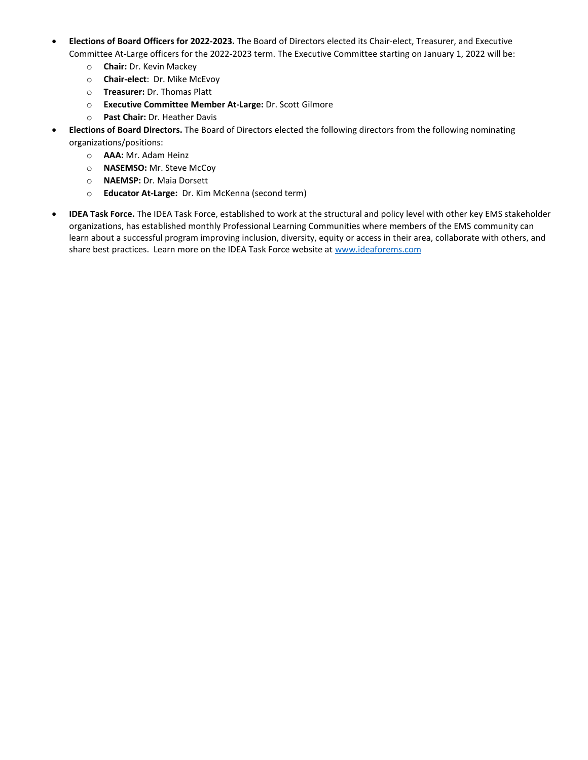- **Elections of Board Officers for 2022-2023.** The Board of Directors elected its Chair-elect, Treasurer, and Executive Committee At-Large officers for the 2022-2023 term. The Executive Committee starting on January 1, 2022 will be:
    - **Chair:** Dr. Kevin Mackey
    - **Chair-elect**: Dr. Mike McEvoy
    - **Treasurer:** Dr. Thomas Platt
    - **Executive Committee Member At-Large:** Dr. Scott Gilmore
    - **Past Chair:** Dr. Heather Davis
- **Elections of Board Directors.** The Board of Directors elected the following directors from the following nominating organizations/positions:
    - **AAA:** Mr. Adam Heinz
    - **NASEMSO:** Mr. Steve McCoy
    - **NAEMSP:** Dr. Maia Dorsett
    - **Educator At-Large:** Dr. Kim McKenna (second term)
- **IDEA Task Force.** The IDEA Task Force, established to work at the structural and policy level with other key EMS stakeholder organizations, has established monthly Professional Learning Communities where members of the EMS community can learn about a successful program improving inclusion, diversity, equity or access in their area, collaborate with others, and share best practices. Learn more on the IDEA Task Force website at [www.ideaforems.com](http://www.ideaforems.com)